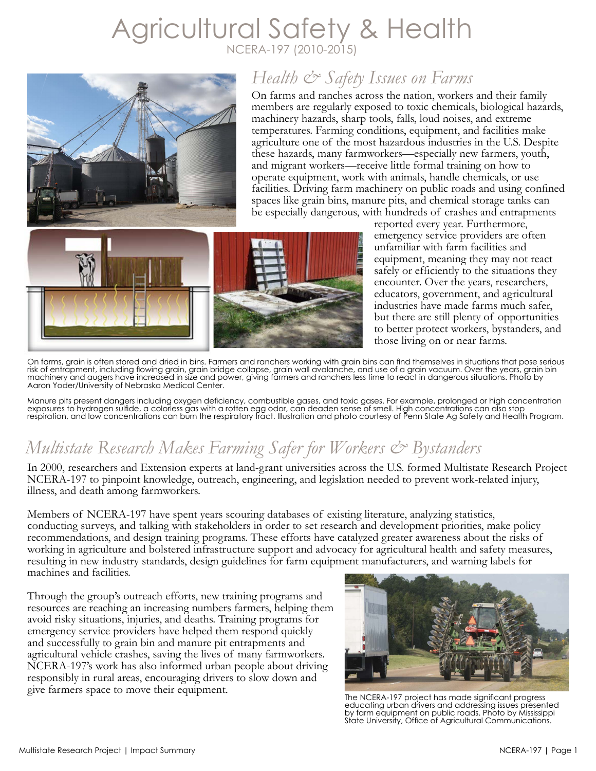# Agricultural Safety & Health

NCERA-197 (2010-2015)

## *Health & Safety Issues on Farms*

On farms and ranches across the nation, workers and their family members are regularly exposed to toxic chemicals, biological hazards, machinery hazards, sharp tools, falls, loud noises, and extreme temperatures. Farming conditions, equipment, and facilities make agriculture one of the most hazardous industries in the U.S. Despite these hazards, many farmworkers—especially new farmers, youth, and migrant workers—receive little formal training on how to operate equipment, work with animals, handle chemicals, or use facilities. Driving farm machinery on public roads and using confined spaces like grain bins, manure pits, and chemical storage tanks can be especially dangerous, with hundreds of crashes and entrapments reported every year. Furthermore, emergency service providers are often unfamiliar with farm facilities and equipment, meaning they may not react safely or efficiently to the situations they encounter. Over the years, researchers, educators, government, and agricultural industries have made farms much safer, but there are still plenty of opportunities to better protect workers, bystanders, and those living on or near farms.

On farms, grain is often stored and dried in bins. Farmers and ranchers working with grain bins can find themselves in situations that pose serious risk of entrapment, including flowing grain, grain bridge collapse, grain wall avalanche, and use of a grain vacuum. Over the years, grain bin machinery and augers have increased in size and power, giving farmers and ranchers less time to react in dangerous situations. Photo by Aaron Yoder/University of Nebraska Medical Center.

Manure pits present dangers including oxygen deficiency, combustible gases, and toxic gases. For example, prolonged or high concentration exposures to hydrogen sulfide, a colorless gas with a rotten egg odor, can deaden sense of smell. High concentrations can also stop respiration, and low concentrations can burn the respiratory tract. Illustration and photo courtesy of Penn State Ag Safety and Health Program.

## *Multistate Research Makes Farming Safer for Workers & Bystanders*

In 2000, researchers and Extension experts at land-grant universities across the U.S. formed Multistate Research Project NCERA-197 to pinpoint knowledge, outreach, engineering, and legislation needed to prevent work-related injury, illness, and death among farmworkers.

Members of NCERA-197 have spent years scouring databases of existing literature, analyzing statistics, conducting surveys, and talking with stakeholders in order to set research and development priorities, make policy recommendations, and design training programs. These efforts have catalyzed greater awareness about the risks of working in agriculture and bolstered infrastructure support and advocacy for agricultural health and safety measures, resulting in new industry standards, design guidelines for farm equipment manufacturers, and warning labels for machines and facilities.

Through the group's outreach efforts, new training programs and resources are reaching an increasing numbers farmers, helping them avoid risky situations, injuries, and deaths. Training programs for emergency service providers have helped them respond quickly and successfully to grain bin and manure pit entrapments and agricultural vehicle crashes, saving the lives of many farmworkers. NCERA-197's work has also informed urban people about driving responsibly in rural areas, encouraging drivers to slow down and give farmers space to move their equipment.

The NCERA-197 project has made significant progress educating urban drivers and addressing issues presented by farm equipment on public roads. Photo by Mississippi State University, Office of Agricultural Communications.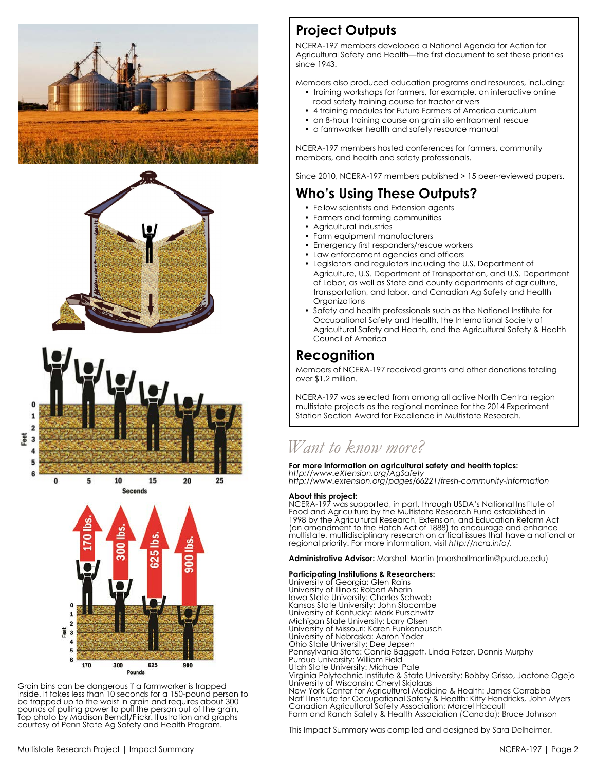Feet

0
1
2
3
4
5
6

0 5 10 15 20 25

Seconds

170 lbs.
300 lbs.
625 lbs.
900 lbs.

Feet

0
1
2
3
4
5
6

170 300 625 900

Pounds

Grain bins can be dangerous if a farmworker is trapped inside. It takes less than 10 seconds for a 150-pound person to be trapped up to the waist in grain and requires about 300 pounds of pulling power to pull the person out of the grain. Top photo by Madison Berndt/Flickr. Illustration and graphs courtesy of Penn State Ag Safety and Health Program.

## Project Outputs

NCERA-197 members developed a National Agenda for Action for Agricultural Safety and Health—the first document to set these priorities since 1943.

Members also produced education programs and resources, including:

- training workshops for farmers, for example, an interactive online road safety training course for tractor drivers
- 4 training modules for Future Farmers of America curriculum
- an 8-hour training course on grain silo entrapment rescue
- a farmworker health and safety resource manual

NCERA-197 members hosted conferences for farmers, community members, and health and safety professionals.

Since 2010, NCERA-197 members published > 15 peer-reviewed papers.

## Who's Using These Outputs?

- Fellow scientists and Extension agents
- Farmers and farming communities
- Agricultural industries
- Farm equipment manufacturers
- Emergency first responders/rescue workers
- Law enforcement agencies and officers
- Legislators and regulators including the U.S. Department of Agriculture, U.S. Department of Transportation, and U.S. Department of Labor, as well as State and county departments of agriculture, transportation, and labor, and Canadian Ag Safety and Health Organizations
- Safety and health professionals such as the National Institute for Occupational Safety and Health, the International Society of Agricultural Safety and Health, and the Agricultural Safety & Health Council of America

## Recognition

Members of NCERA-197 received grants and other donations totaling over $1.2 million.

NCERA-197 was selected from among all active North Central region multistate projects as the regional nominee for the 2014 Experiment Station Section Award for Excellence in Multistate Research.

## *Want to know more?*

**For more information on agricultural safety and health topics:**
*http://www.eXtension.org/AgSafety*
*http://www.extension.org/pages/66221/fresh-community-information*

**About this project:**
NCERA-197 was supported, in part, through USDA's National Institute of Food and Agriculture by the Multistate Research Fund established in 1998 by the Agricultural Research, Extension, and Education Reform Act (an amendment to the Hatch Act of 1888) to encourage and enhance multistate, multidisciplinary research on critical issues that have a national or regional priority. For more information, visit *http://ncra.info/*.

**Administrative Advisor:** Marshall Martin (marshallmartin@purdue.edu)

**Participating Institutions & Researchers:**
University of Georgia: Glen Rains
University of Illinois: Robert Aherin
Iowa State University: Charles Schwab
Kansas State University: John Slocombe
University of Kentucky: Mark Purschwitz
Michigan State University: Larry Olsen
University of Missouri: Karen Funkenbusch
University of Nebraska: Aaron Yoder
Ohio State University: Dee Jepsen
Pennsylvania State: Connie Baggett, Linda Fetzer, Dennis Murphy
Purdue University: William Field
Utah State University: Michael Pate
Virginia Polytechnic Institute & State University: Bobby Grisso, Jactone Ogejo
University of Wisconsin: Cheryl Skjolaas
New York Center for Agricultural Medicine & Health: James Carrabba
Nat'l Institute for Occupational Safety & Health: Kitty Hendricks, John Myers
Canadian Agricultural Safety Association: Marcel Hacault
Farm and Ranch Safety & Health Association (Canada): Bruce Johnson

This Impact Summary was compiled and designed by Sara Delheimer.